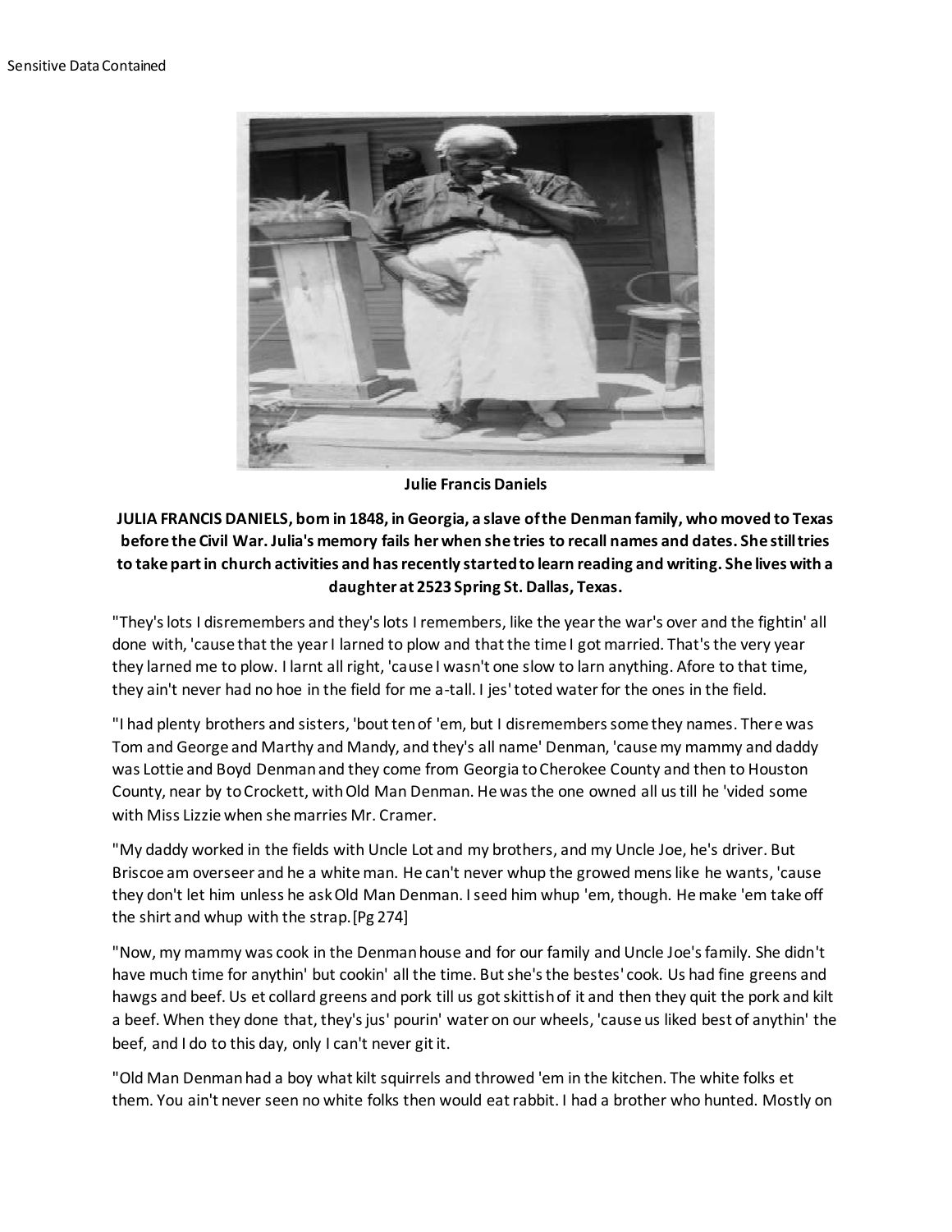Sensitive Data Contained

**Julie Francis Daniels**

**JULIA FRANCIS DANIELS, born in 1848, in Georgia, a slave of the Denman family, who moved to Texas before the Civil War. Julia's memory fails her when she tries to recall names and dates. She still tries to take part in church activities and has recently started to learn reading and writing. She lives with a daughter at 2523 Spring St. Dallas, Texas.**

"They's lots I disremembers and they's lots I remembers, like the year the war's over and the fightin' all done with, 'cause that the year I larned to plow and that the time I got married. That's the very year they larned me to plow. I larnt all right, 'cause I wasn't one slow to larn anything. Afore to that time, they ain't never had no hoe in the field for me a-tall. I jes' toted water for the ones in the field.

"I had plenty brothers and sisters, 'bout ten of 'em, but I disremembers some they names. There was Tom and George and Marthy and Mandy, and they's all name' Denman, 'cause my mammy and daddy was Lottie and Boyd Denman and they come from Georgia to Cherokee County and then to Houston County, near by to Crockett, with Old Man Denman. He was the one owned all us till he 'vided some with Miss Lizzie when she marries Mr. Cramer.

"My daddy worked in the fields with Uncle Lot and my brothers, and my Uncle Joe, he's driver. But Briscoe am overseer and he a white man. He can't never whup the growed mens like he wants, 'cause they don't let him unless he ask Old Man Denman. I seed him whup 'em, though. He make 'em take off the shirt and whup with the strap. [Pg 274]

"Now, my mammy was cook in the Denman house and for our family and Uncle Joe's family. She didn't have much time for anythin' but cookin' all the time. But she's the bestes' cook. Us had fine greens and hawgs and beef. Us et collard greens and pork till us got skittish of it and then they quit the pork and kilt a beef. When they done that, they's jus' pourin' water on our wheels, 'cause us liked best of anythin' the beef, and I do to this day, only I can't never git it.

"Old Man Denman had a boy what kilt squirrels and throwed 'em in the kitchen. The white folks et them. You ain't never seen no white folks then would eat rabbit. I had a brother who hunted. Mostly on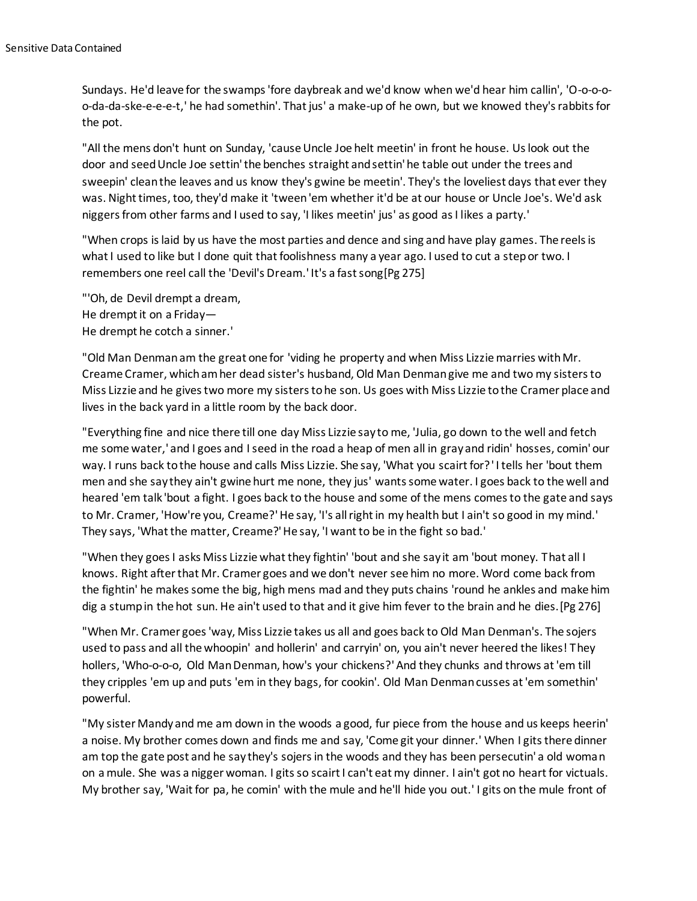Sundays. He'd leave for the swamps 'fore daybreak and we'd know when we'd hear him callin', 'O-o-o-o-o-da-da-ske-e-e-e-t,' he had somethin'. That jus' a make-up of he own, but we knowed they's rabbits for the pot.

"All the mens don't hunt on Sunday, 'cause Uncle Joe helt meetin' in front he house. Us look out the door and seed Uncle Joe settin' the benches straight and settin' he table out under the trees and sweepin' clean the leaves and us know they's gwine be meetin'. They's the loveliest days that ever they was. Night times, too, they'd make it 'tween 'em whether it'd be at our house or Uncle Joe's. We'd ask niggers from other farms and I used to say, 'I likes meetin' jus' as good as I likes a party.'

"When crops is laid by us have the most parties and dence and sing and have play games. The reels is what I used to like but I done quit that foolishness many a year ago. I used to cut a step or two. I remembers one reel call the 'Devil's Dream.' It's a fast song[Pg 275]

"'Oh, de Devil drempt a dream,
He drempt it on a Friday—
He drempt he cotch a sinner.'

"Old Man Denman am the great one for 'viding he property and when Miss Lizzie marries with Mr. Creame Cramer, which am her dead sister's husband, Old Man Denman give me and two my sisters to Miss Lizzie and he gives two more my sisters to he son. Us goes with Miss Lizzie to the Cramer place and lives in the back yard in a little room by the back door.

"Everything fine and nice there till one day Miss Lizzie say to me, 'Julia, go down to the well and fetch me some water,' and I goes and I seed in the road a heap of men all in gray and ridin' hosses, comin' our way. I runs back to the house and calls Miss Lizzie. She say, 'What you scairt for?' I tells her 'bout them men and she say they ain't gwine hurt me none, they jus' wants some water. I goes back to the well and heared 'em talk 'bout a fight. I goes back to the house and some of the mens comes to the gate and says to Mr. Cramer, 'How're you, Creame?' He say, 'I's all right in my health but I ain't so good in my mind.' They says, 'What the matter, Creame?' He say, 'I want to be in the fight so bad.'

"When they goes I asks Miss Lizzie what they fightin' 'bout and she say it am 'bout money. That all I knows. Right after that Mr. Cramer goes and we don't never see him no more. Word come back from the fightin' he makes some the big, high mens mad and they puts chains 'round he ankles and make him dig a stump in the hot sun. He ain't used to that and it give him fever to the brain and he dies.[Pg 276]

"When Mr. Cramer goes 'way, Miss Lizzie takes us all and goes back to Old Man Denman's. The sojers used to pass and all the whoopin' and hollerin' and carryin' on, you ain't never heered the likes! They hollers, 'Who-o-o-o, Old Man Denman, how's your chickens?' And they chunks and throws at 'em till they cripples 'em up and puts 'em in they bags, for cookin'. Old Man Denman cusses at 'em somethin' powerful.

"My sister Mandy and me am down in the woods a good, fur piece from the house and us keeps heerin' a noise. My brother comes down and finds me and say, 'Come git your dinner.' When I gits there dinner am top the gate post and he say they's sojers in the woods and they has been persecutin' a old woman on a mule. She was a nigger woman. I gits so scairt I can't eat my dinner. I ain't got no heart for victuals. My brother say, 'Wait for pa, he comin' with the mule and he'll hide you out.' I gits on the mule front of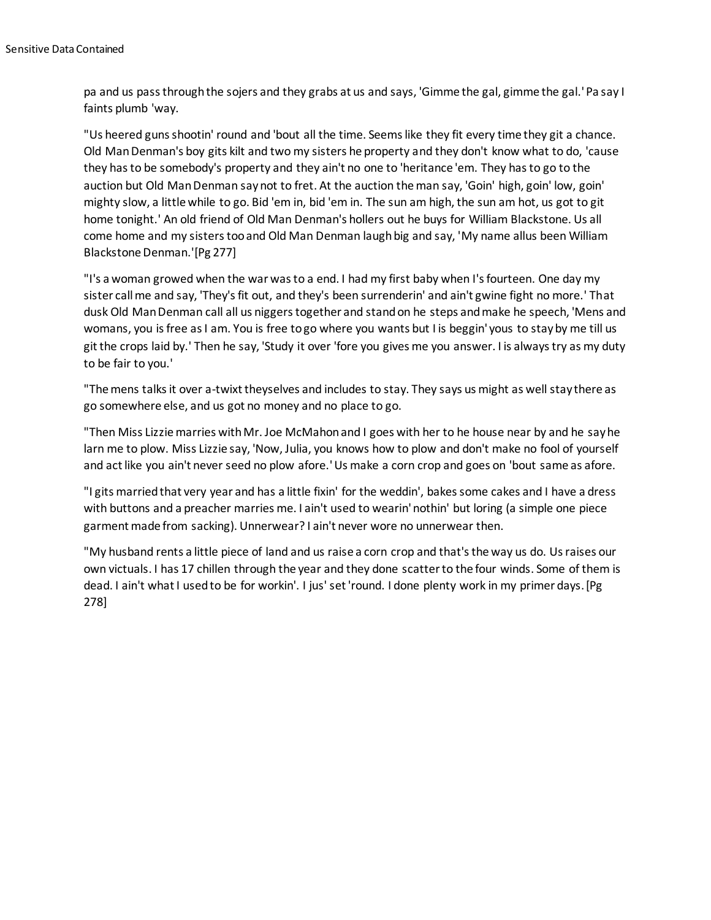pa and us pass through the sojers and they grabs at us and says, 'Gimme the gal, gimme the gal.' Pa say I faints plumb 'way.

"Us heered guns shootin' round and 'bout all the time. Seems like they fit every time they git a chance. Old Man Denman's boy gits kilt and two my sisters he property and they don't know what to do, 'cause they has to be somebody's property and they ain't no one to 'heritance 'em. They has to go to the auction but Old Man Denman say not to fret. At the auction the man say, 'Goin' high, goin' low, goin' mighty slow, a little while to go. Bid 'em in, bid 'em in. The sun am high, the sun am hot, us got to git home tonight.' An old friend of Old Man Denman's hollers out he buys for William Blackstone. Us all come home and my sisters too and Old Man Denman laugh big and say, 'My name allus been William Blackstone Denman.'[Pg 277]

"I's a woman growed when the war was to a end. I had my first baby when I's fourteen. One day my sister call me and say, 'They's fit out, and they's been surrenderin' and ain't gwine fight no more.' That dusk Old Man Denman call all us niggers together and stand on he steps and make he speech, 'Mens and womans, you is free as I am. You is free to go where you wants but I is beggin' yous to stay by me till us git the crops laid by.' Then he say, 'Study it over 'fore you gives me you answer. I is always try as my duty to be fair to you.'

"The mens talks it over a-twixt theyselves and includes to stay. They says us might as well stay there as go somewhere else, and us got no money and no place to go.

"Then Miss Lizzie marries with Mr. Joe McMahon and I goes with her to he house near by and he say he larn me to plow. Miss Lizzie say, 'Now, Julia, you knows how to plow and don't make no fool of yourself and act like you ain't never seed no plow afore.' Us make a corn crop and goes on 'bout same as afore.

"I gits married that very year and has a little fixin' for the weddin', bakes some cakes and I have a dress with buttons and a preacher marries me. I ain't used to wearin' nothin' but loring (a simple one piece garment made from sacking). Unnerwear? I ain't never wore no unnerwear then.

"My husband rents a little piece of land and us raise a corn crop and that's the way us do. Us raises our own victuals. I has 17 chillen through the year and they done scatter to the four winds. Some of them is dead. I ain't what I used to be for workin'. I jus' set 'round. I done plenty work in my primer days.[Pg 278]